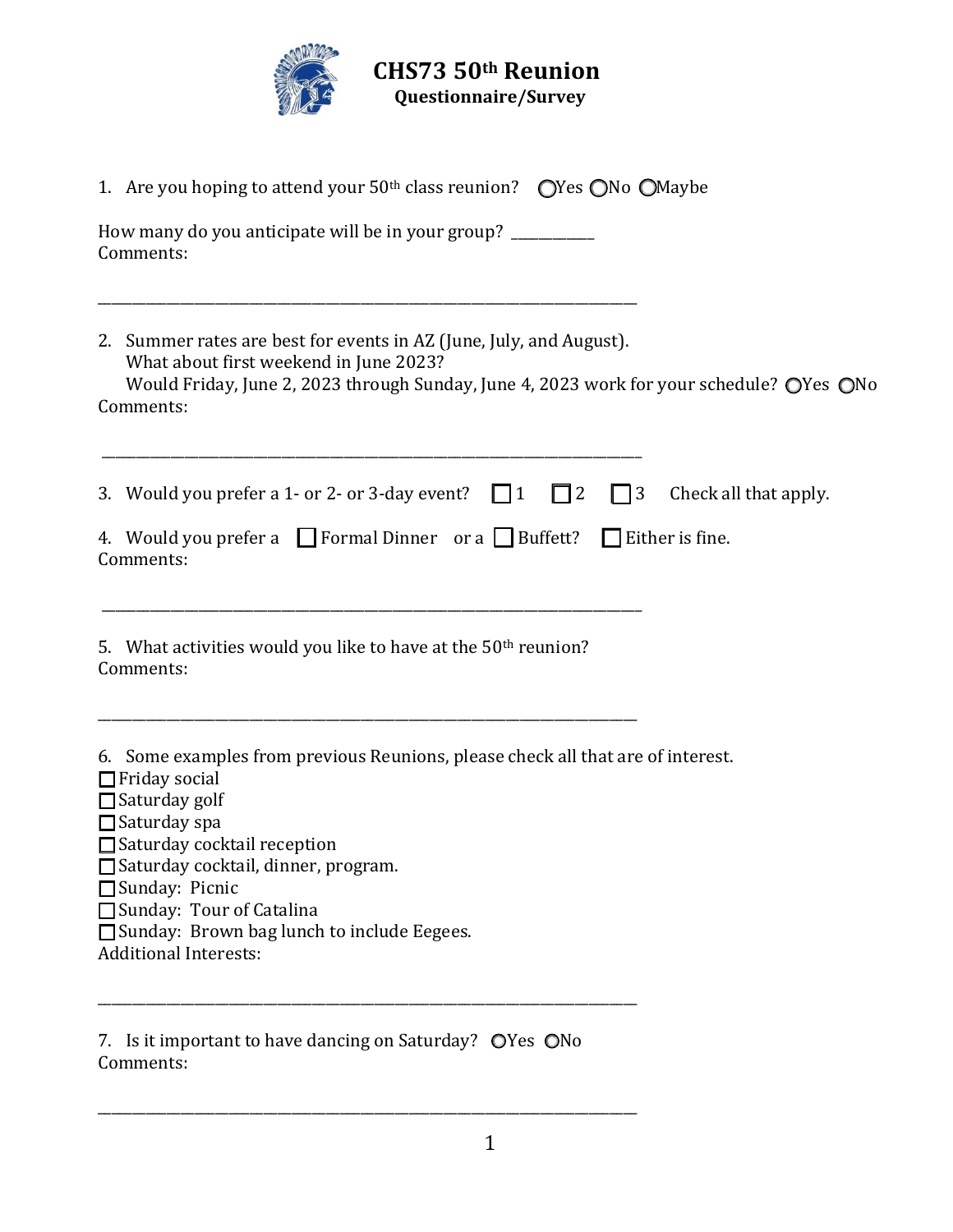# CHS73 50th Reunion

**Questionnaire/Survey**

1. Are you hoping to attend your 50th class reunion? ○Yes ○No ○Maybe

How many do you anticipate will be in your group? ___________
Comments:

_______________________________________________________________________

2. Summer rates are best for events in AZ (June, July, and August).
   What about first weekend in June 2023?
   Would Friday, June 2, 2023 through Sunday, June 4, 2023 work for your schedule? ○Yes ○No

Comments:

_______________________________________________________________________

3. Would you prefer a 1- or 2- or 3-day event? ☐ 1 ☐ 2 ☐ 3 Check all that apply.

4. Would you prefer a ☐ Formal Dinner or a ☐ Buffett? ☐ Either is fine.

Comments:

_______________________________________________________________________

5. What activities would you like to have at the 50th reunion?

Comments:

_______________________________________________________________________

6. Some examples from previous Reunions, please check all that are of interest.

☐ Friday social
☐ Saturday golf
☐ Saturday spa
☐ Saturday cocktail reception
☐ Saturday cocktail, dinner, program.
☐ Sunday: Picnic
☐ Sunday: Tour of Catalina
☐ Sunday: Brown bag lunch to include Eegees.

Additional Interests:

_______________________________________________________________________

7. Is it important to have dancing on Saturday? ○Yes ○No

Comments:

_______________________________________________________________________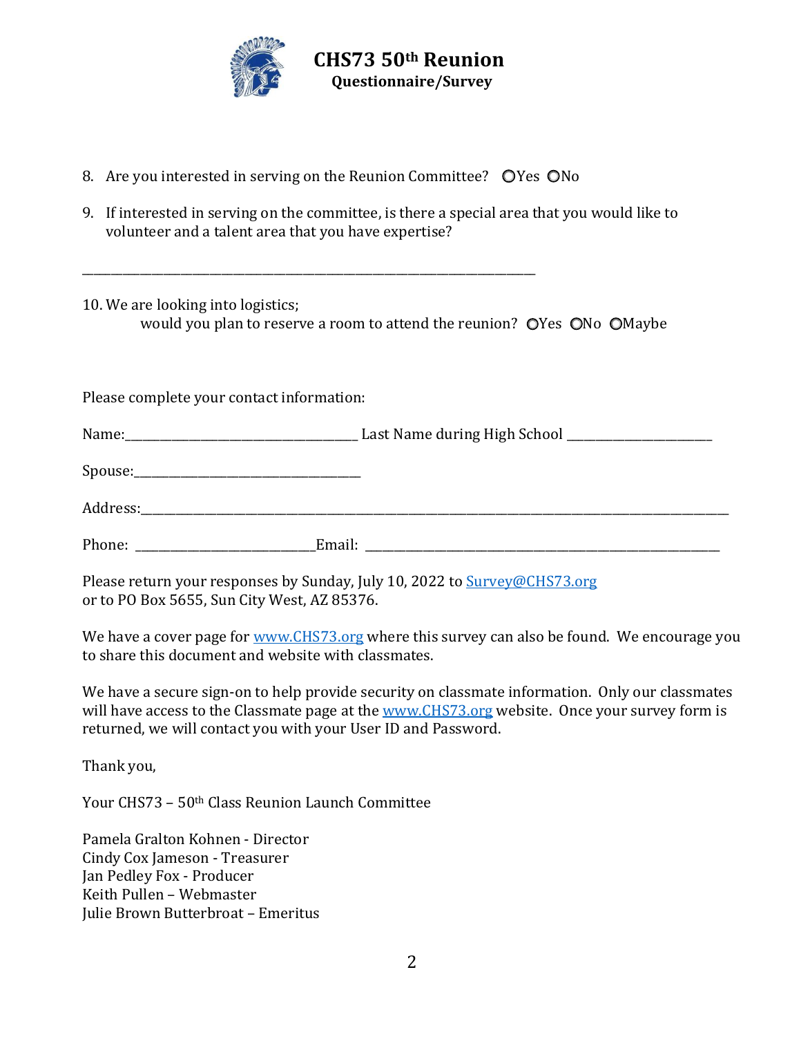# CHS73 50th Reunion

**Questionnaire/Survey**

8. Are you interested in serving on the Reunion Committee? ○Yes ○No

9. If interested in serving on the committee, is there a special area that you would like to volunteer and a talent area that you have expertise?

_______________________________________________________________________

10. We are looking into logistics;
    would you plan to reserve a room to attend the reunion? ○Yes ○No ○Maybe

Please complete your contact information:

Name:____________________________________ Last Name during High School _______________________

Spouse:____________________________________

Address:_______________________________________________________________________________________________

Phone: ____________________________Email: _________________________________________________________

Please return your responses by Sunday, July 10, 2022 to Survey@CHS73.org
or to PO Box 5655, Sun City West, AZ 85376.

We have a cover page for www.CHS73.org where this survey can also be found. We encourage you to share this document and website with classmates.

We have a secure sign-on to help provide security on classmate information. Only our classmates will have access to the Classmate page at the www.CHS73.org website. Once your survey form is returned, we will contact you with your User ID and Password.

Thank you,

Your CHS73 – 50th Class Reunion Launch Committee

Pamela Gralton Kohnen - Director
Cindy Cox Jameson - Treasurer
Jan Pedley Fox - Producer
Keith Pullen – Webmaster
Julie Brown Butterbroat – Emeritus